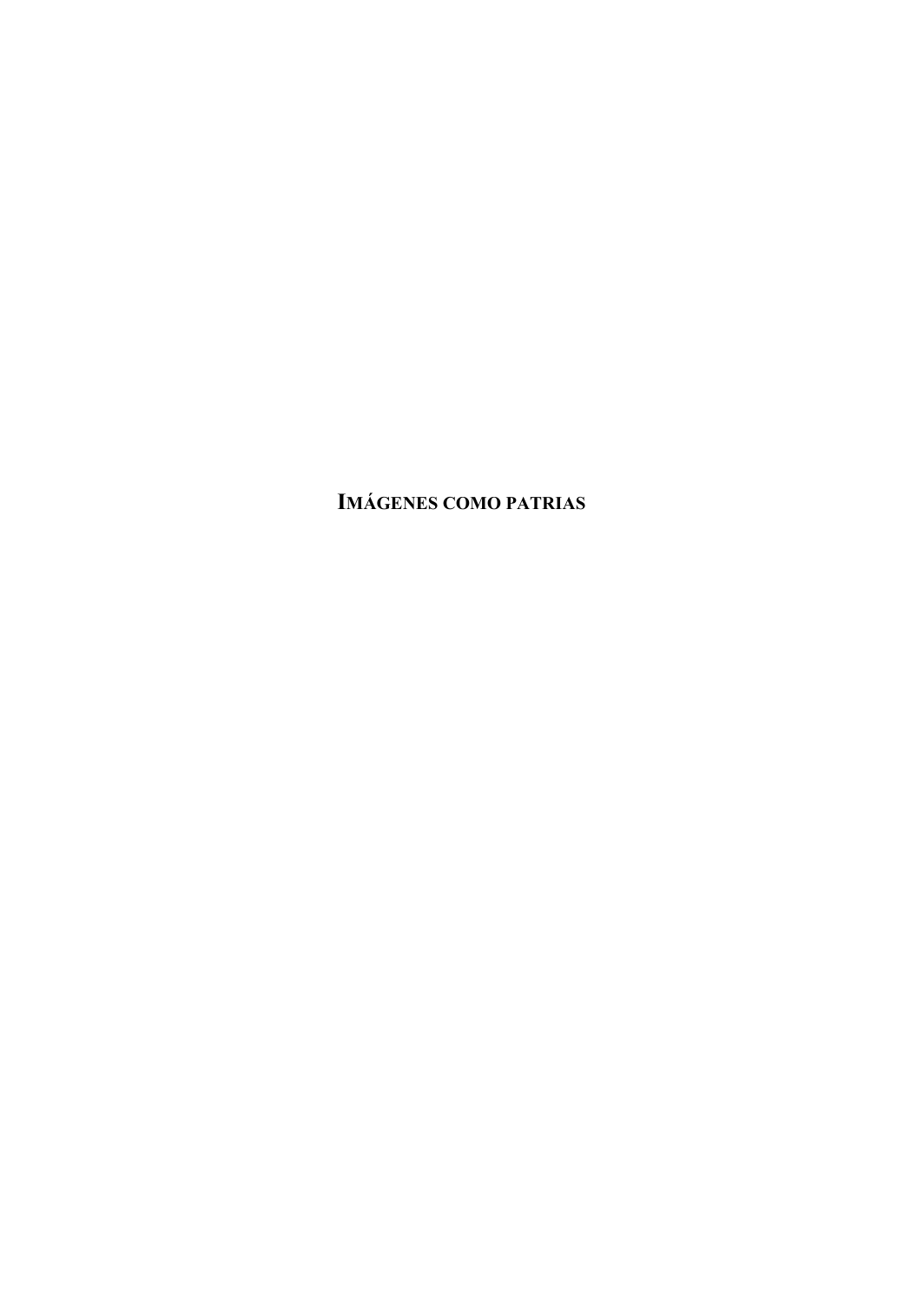# IMÁGENES COMO PATRIAS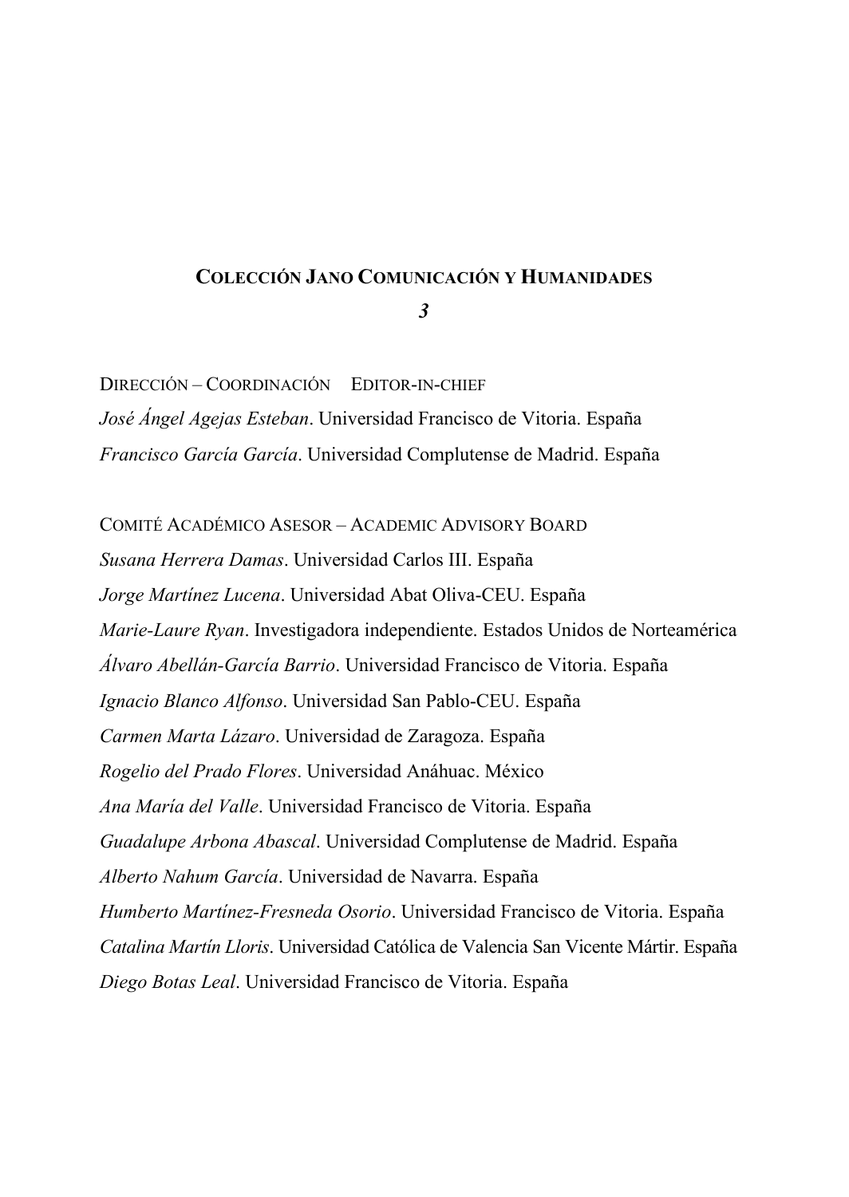**COLECCIÓN JANO COMUNICACIÓN Y HUMANIDADES**

***3***

DIRECCIÓN – COORDINACIÓN EDITOR-IN-CHIEF

*José Ángel Agejas Esteban*. Universidad Francisco de Vitoria. España

*Francisco García García*. Universidad Complutense de Madrid. España

COMITÉ ACADÉMICO ASESOR – ACADEMIC ADVISORY BOARD

*Susana Herrera Damas*. Universidad Carlos III. España

*Jorge Martínez Lucena*. Universidad Abat Oliva-CEU. España

*Marie-Laure Ryan*. Investigadora independiente. Estados Unidos de Norteamérica

*Álvaro Abellán-García Barrio*. Universidad Francisco de Vitoria. España

*Ignacio Blanco Alfonso*. Universidad San Pablo-CEU. España

*Carmen Marta Lázaro*. Universidad de Zaragoza. España

*Rogelio del Prado Flores*. Universidad Anáhuac. México

*Ana María del Valle*. Universidad Francisco de Vitoria. España

*Guadalupe Arbona Abascal*. Universidad Complutense de Madrid. España

*Alberto Nahum García*. Universidad de Navarra. España

*Humberto Martínez-Fresneda Osorio*. Universidad Francisco de Vitoria. España

*Catalina Martín Lloris*. Universidad Católica de Valencia San Vicente Mártir. España

*Diego Botas Leal*. Universidad Francisco de Vitoria. España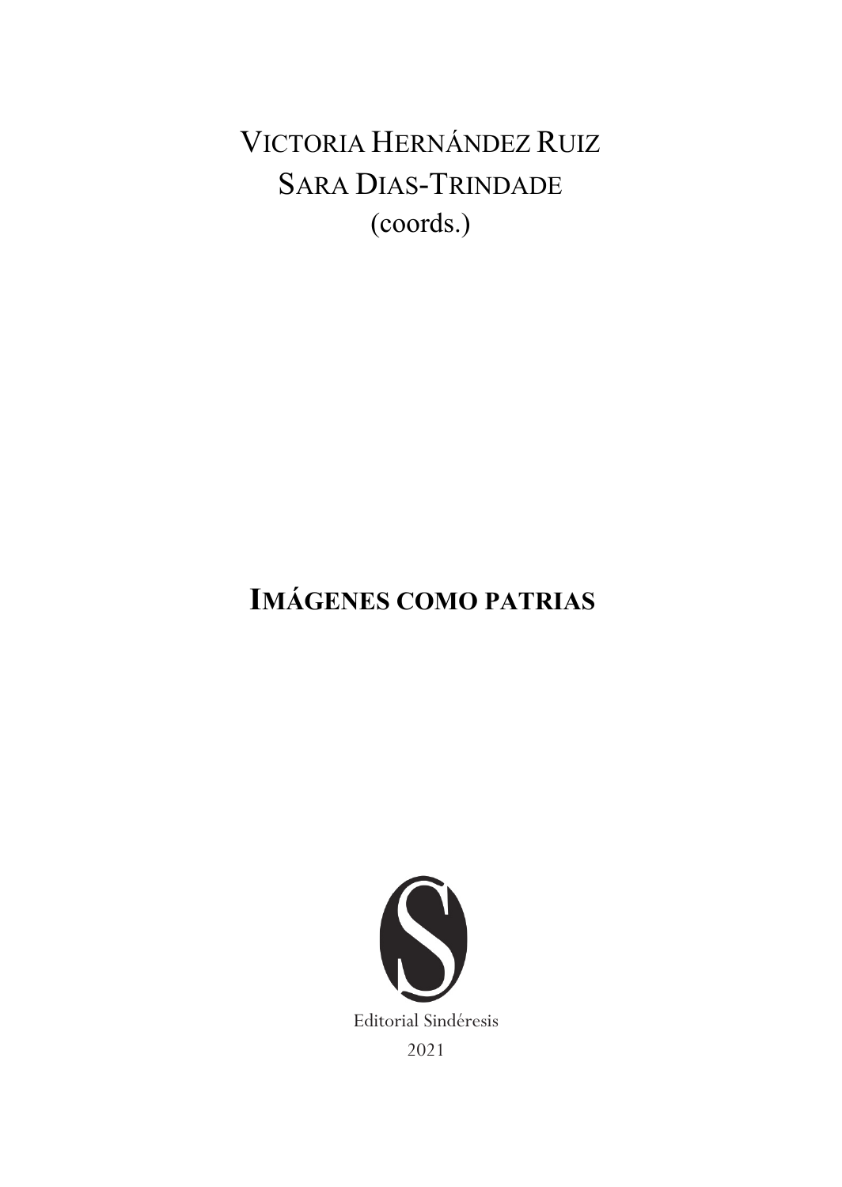VICTORIA HERNÁNDEZ RUIZ
SARA DIAS-TRINDADE
(coords.)

# IMÁGENES COMO PATRIAS

Editorial Sindéresis
2021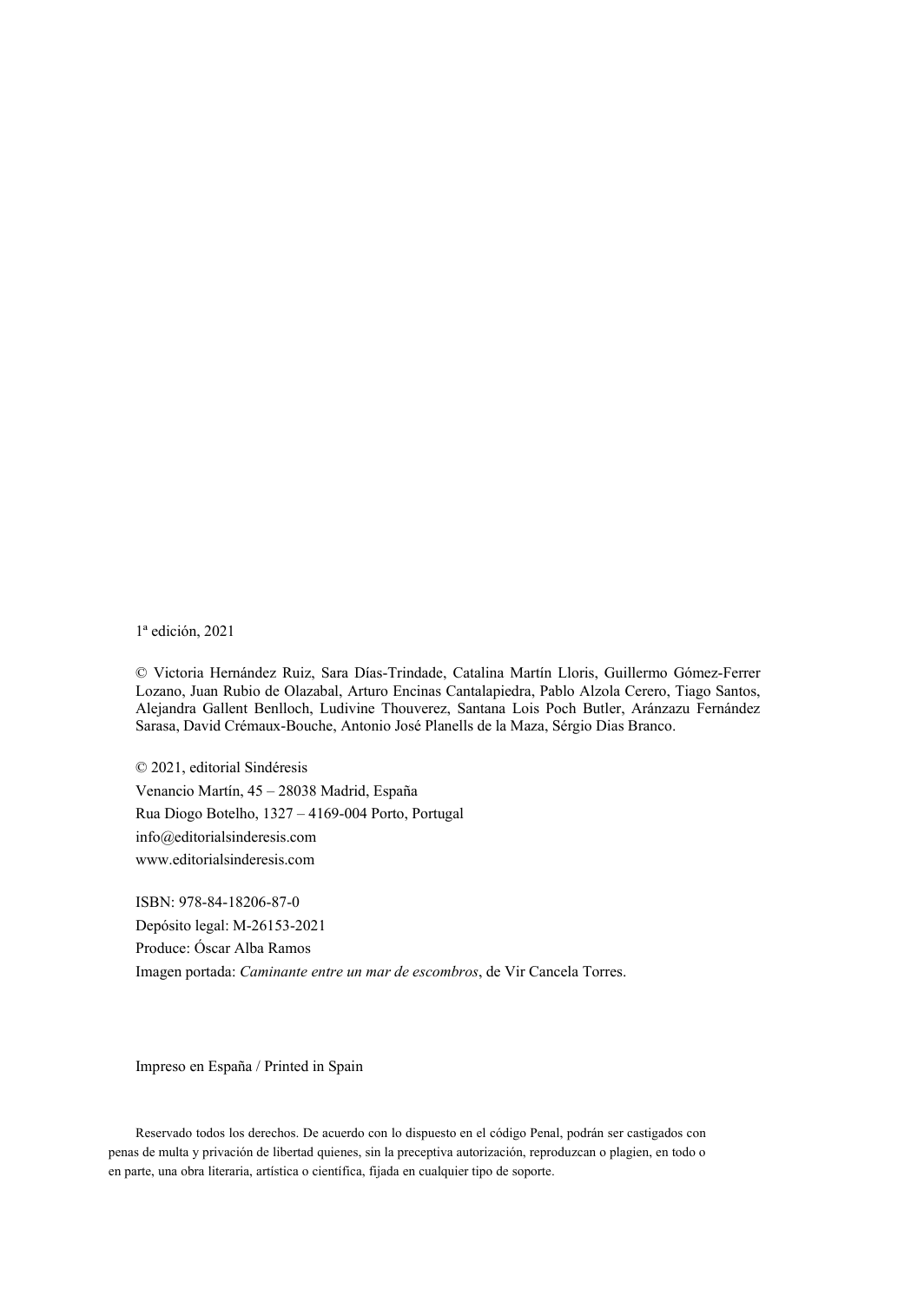1ª edición, 2021

© Victoria Hernández Ruiz, Sara Días-Trindade, Catalina Martín Lloris, Guillermo Gómez-Ferrer Lozano, Juan Rubio de Olazabal, Arturo Encinas Cantalapiedra, Pablo Alzola Cerero, Tiago Santos, Alejandra Gallent Benlloch, Ludivine Thouverez, Santana Lois Poch Butler, Aránzazu Fernández Sarasa, David Crémaux-Bouche, Antonio José Planells de la Maza, Sérgio Dias Branco.

© 2021, editorial Sindéresis
Venancio Martín, 45 – 28038 Madrid, España
Rua Diogo Botelho, 1327 – 4169-004 Porto, Portugal
info@editorialsinderesis.com
www.editorialsinderesis.com

ISBN: 978-84-18206-87-0
Depósito legal: M-26153-2021
Produce: Óscar Alba Ramos
Imagen portada: *Caminante entre un mar de escombros*, de Vir Cancela Torres.

Impreso en España / Printed in Spain

Reservado todos los derechos. De acuerdo con lo dispuesto en el código Penal, podrán ser castigados con penas de multa y privación de libertad quienes, sin la preceptiva autorización, reproduzcan o plagien, en todo o en parte, una obra literaria, artística o científica, fijada en cualquier tipo de soporte.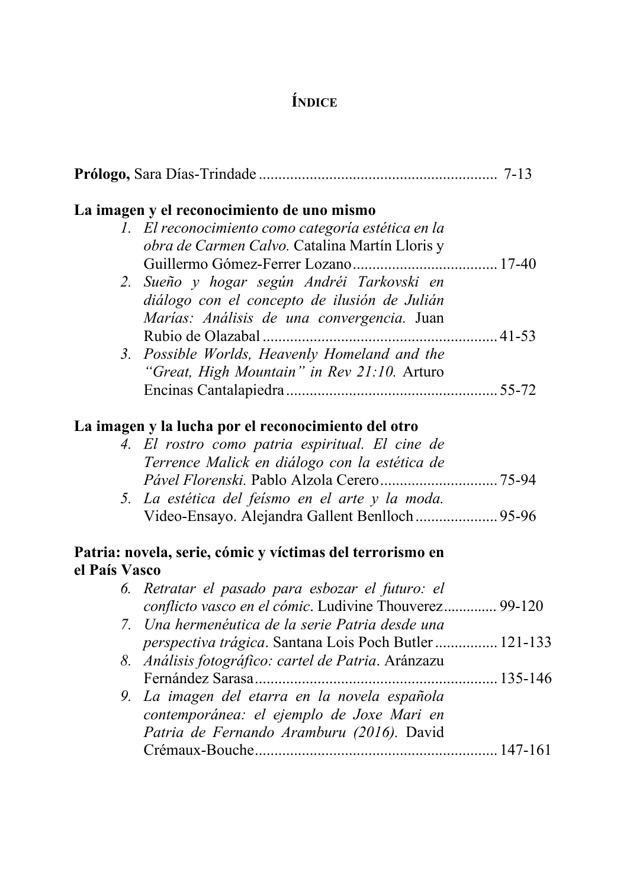# Índice

**Prólogo,** Sara Días-Trindade ........................................................... 7-13

**La imagen y el reconocimiento de uno mismo**

1. *El reconocimiento como categoría estética en la obra de Carmen Calvo.* Catalina Martín Lloris y Guillermo Gómez-Ferrer Lozano .................................... 17-40
2. *Sueño y hogar según Andréi Tarkovski en diálogo con el concepto de ilusión de Julián Marías: Análisis de una convergencia.* Juan Rubio de Olazabal .......................................................... 41-53
3. *Possible Worlds, Heavenly Homeland and the "Great, High Mountain" in Rev 21:10.* Arturo Encinas Cantalapiedra ..................................................... 55-72

**La imagen y la lucha por el reconocimiento del otro**

4. *El rostro como patria espiritual. El cine de Terrence Malick en diálogo con la estética de Pável Florenski.* Pablo Alzola Cerero ............................. 75-94
5. *La estética del feísmo en el arte y la moda.* Video-Ensayo. Alejandra Gallent Benlloch .................... 95-96

**Patria: novela, serie, cómic y víctimas del terrorismo en el País Vasco**

6. *Retratar el pasado para esbozar el futuro: el conflicto vasco en el cómic*. Ludivine Thouverez ............. 99-120
7. *Una hermenéutica de la serie Patria desde una perspectiva trágica*. Santana Lois Poch Butler ................ 121-133
8. *Análisis fotográfico: cartel de Patria*. Aránzazu Fernández Sarasa ............................................................ 135-146
9. *La imagen del etarra en la novela española contemporánea: el ejemplo de Joxe Mari en Patria de Fernando Aramburu (2016).* David Crémaux-Bouche ............................................................ 147-161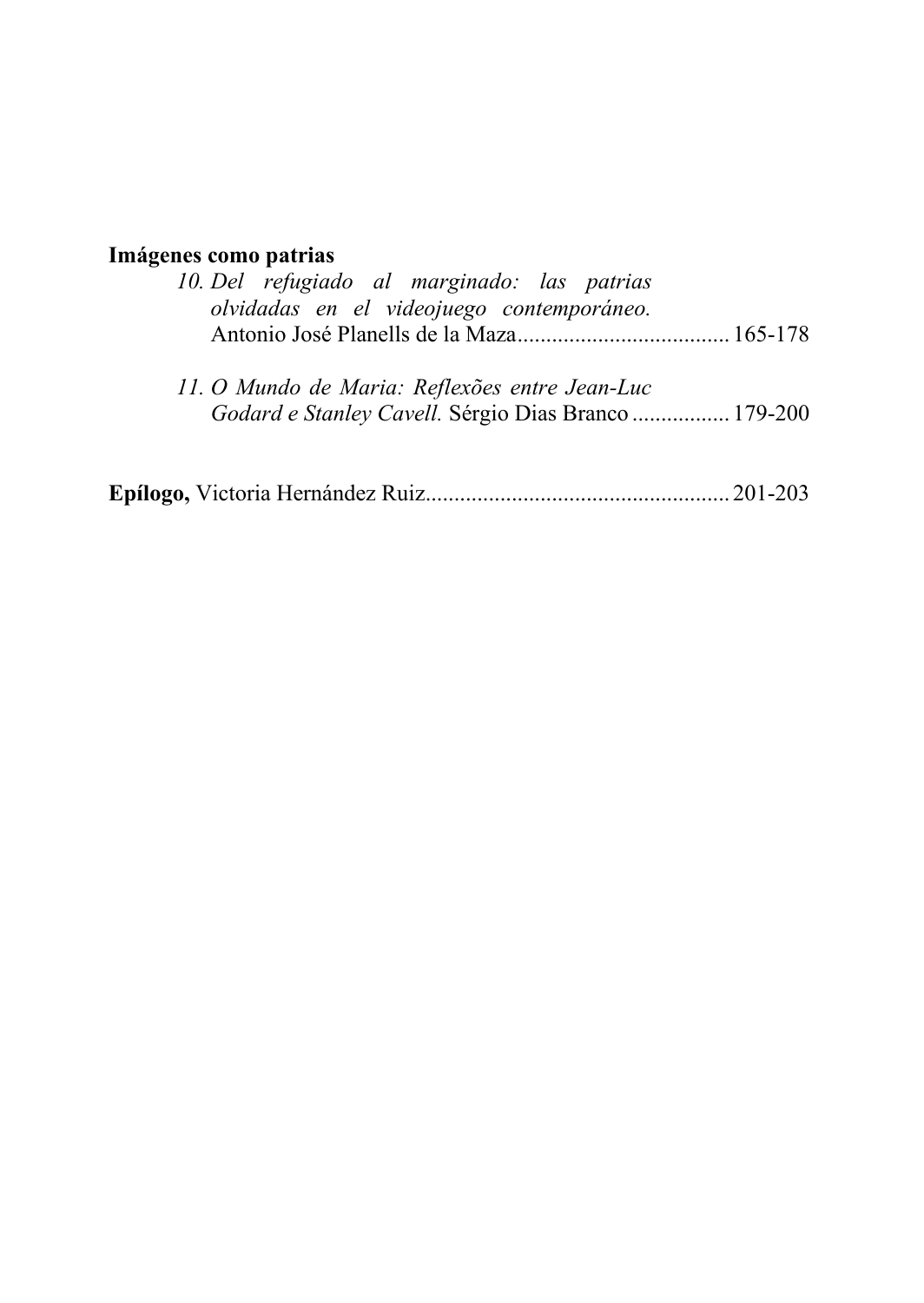**Imágenes como patrias**

10. *Del refugiado al marginado: las patrias olvidadas en el videojuego contemporáneo.* Antonio José Planells de la Maza .................................... 165-178

11. *O Mundo de Maria: Reflexões entre Jean-Luc Godard e Stanley Cavell.* Sérgio Dias Branco ................ 179-200

**Epílogo,** Victoria Hernández Ruiz.................................................... 201-203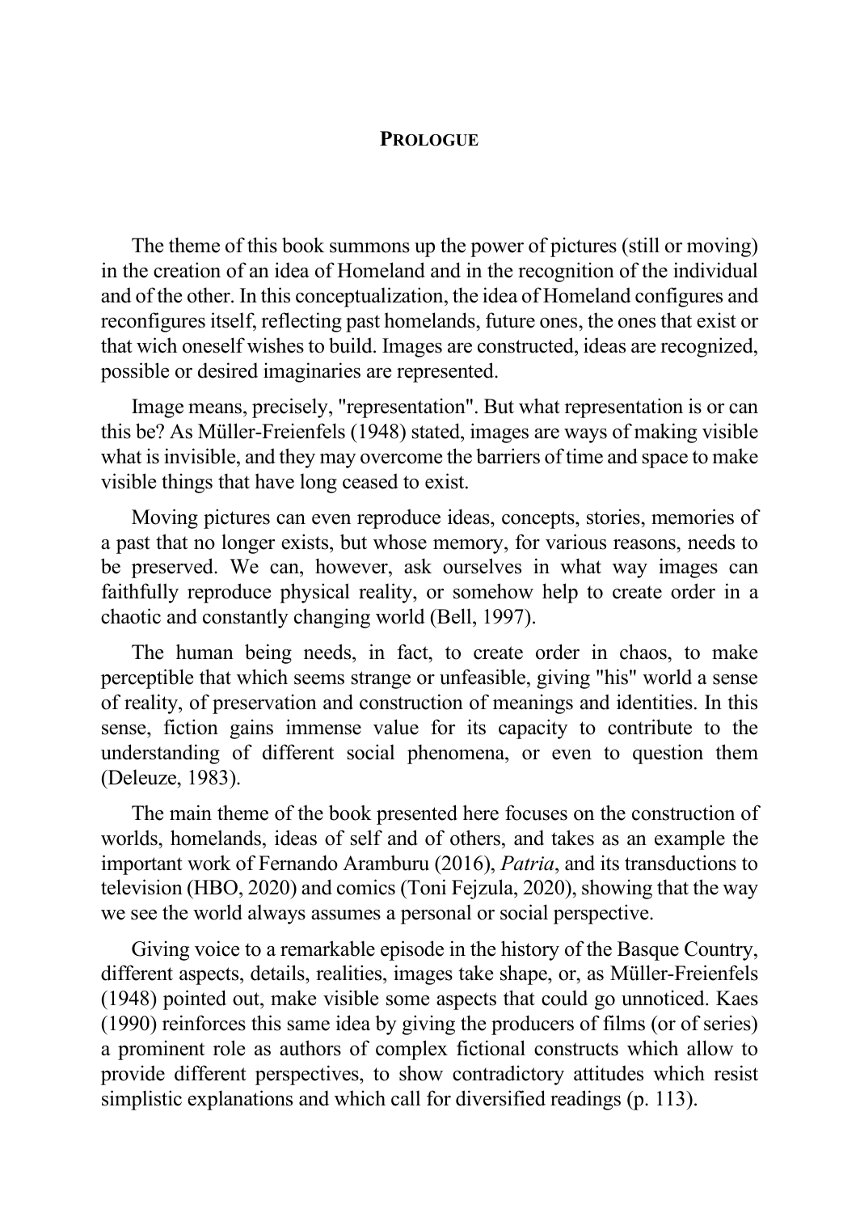# PROLOGUE

The theme of this book summons up the power of pictures (still or moving) in the creation of an idea of Homeland and in the recognition of the individual and of the other. In this conceptualization, the idea of Homeland configures and reconfigures itself, reflecting past homelands, future ones, the ones that exist or that wich oneself wishes to build. Images are constructed, ideas are recognized, possible or desired imaginaries are represented.

Image means, precisely, "representation". But what representation is or can this be? As Müller-Freienfels (1948) stated, images are ways of making visible what is invisible, and they may overcome the barriers of time and space to make visible things that have long ceased to exist.

Moving pictures can even reproduce ideas, concepts, stories, memories of a past that no longer exists, but whose memory, for various reasons, needs to be preserved. We can, however, ask ourselves in what way images can faithfully reproduce physical reality, or somehow help to create order in a chaotic and constantly changing world (Bell, 1997).

The human being needs, in fact, to create order in chaos, to make perceptible that which seems strange or unfeasible, giving "his" world a sense of reality, of preservation and construction of meanings and identities. In this sense, fiction gains immense value for its capacity to contribute to the understanding of different social phenomena, or even to question them (Deleuze, 1983).

The main theme of the book presented here focuses on the construction of worlds, homelands, ideas of self and of others, and takes as an example the important work of Fernando Aramburu (2016), *Patria*, and its transductions to television (HBO, 2020) and comics (Toni Fejzula, 2020), showing that the way we see the world always assumes a personal or social perspective.

Giving voice to a remarkable episode in the history of the Basque Country, different aspects, details, realities, images take shape, or, as Müller-Freienfels (1948) pointed out, make visible some aspects that could go unnoticed. Kaes (1990) reinforces this same idea by giving the producers of films (or of series) a prominent role as authors of complex fictional constructs which allow to provide different perspectives, to show contradictory attitudes which resist simplistic explanations and which call for diversified readings (p. 113).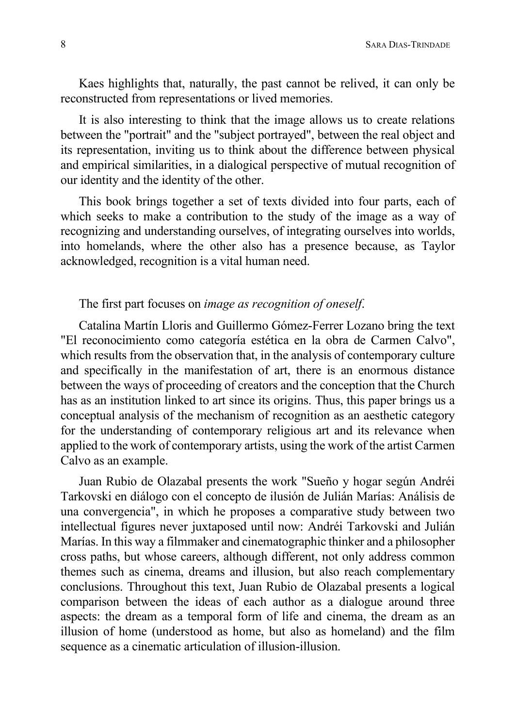Kaes highlights that, naturally, the past cannot be relived, it can only be reconstructed from representations or lived memories.

It is also interesting to think that the image allows us to create relations between the "portrait" and the "subject portrayed", between the real object and its representation, inviting us to think about the difference between physical and empirical similarities, in a dialogical perspective of mutual recognition of our identity and the identity of the other.

This book brings together a set of texts divided into four parts, each of which seeks to make a contribution to the study of the image as a way of recognizing and understanding ourselves, of integrating ourselves into worlds, into homelands, where the other also has a presence because, as Taylor acknowledged, recognition is a vital human need.

The first part focuses on *image as recognition of oneself*.

Catalina Martín Lloris and Guillermo Gómez-Ferrer Lozano bring the text "El reconocimiento como categoría estética en la obra de Carmen Calvo", which results from the observation that, in the analysis of contemporary culture and specifically in the manifestation of art, there is an enormous distance between the ways of proceeding of creators and the conception that the Church has as an institution linked to art since its origins. Thus, this paper brings us a conceptual analysis of the mechanism of recognition as an aesthetic category for the understanding of contemporary religious art and its relevance when applied to the work of contemporary artists, using the work of the artist Carmen Calvo as an example.

Juan Rubio de Olazabal presents the work "Sueño y hogar según Andréi Tarkovski en diálogo con el concepto de ilusión de Julián Marías: Análisis de una convergencia", in which he proposes a comparative study between two intellectual figures never juxtaposed until now: Andréi Tarkovski and Julián Marías. In this way a filmmaker and cinematographic thinker and a philosopher cross paths, but whose careers, although different, not only address common themes such as cinema, dreams and illusion, but also reach complementary conclusions. Throughout this text, Juan Rubio de Olazabal presents a logical comparison between the ideas of each author as a dialogue around three aspects: the dream as a temporal form of life and cinema, the dream as an illusion of home (understood as home, but also as homeland) and the film sequence as a cinematic articulation of illusion-illusion.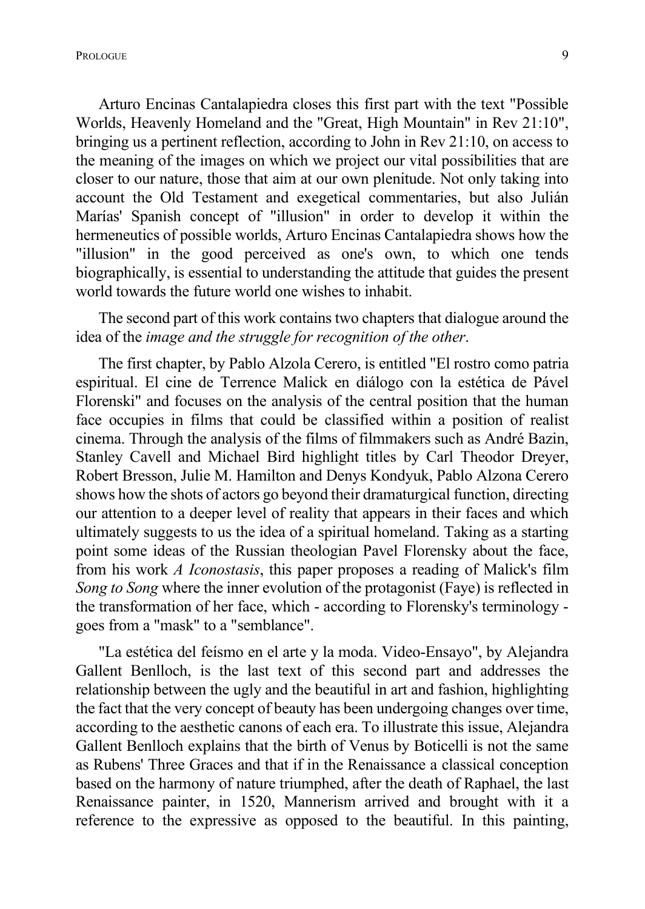Arturo Encinas Cantalapiedra closes this first part with the text "Possible Worlds, Heavenly Homeland and the "Great, High Mountain" in Rev 21:10", bringing us a pertinent reflection, according to John in Rev 21:10, on access to the meaning of the images on which we project our vital possibilities that are closer to our nature, those that aim at our own plenitude. Not only taking into account the Old Testament and exegetical commentaries, but also Julián Marías' Spanish concept of "illusion" in order to develop it within the hermeneutics of possible worlds, Arturo Encinas Cantalapiedra shows how the "illusion" in the good perceived as one's own, to which one tends biographically, is essential to understanding the attitude that guides the present world towards the future world one wishes to inhabit.

The second part of this work contains two chapters that dialogue around the idea of the *image and the struggle for recognition of the other*.

The first chapter, by Pablo Alzola Cerero, is entitled "El rostro como patria espiritual. El cine de Terrence Malick en diálogo con la estética de Pável Florenski" and focuses on the analysis of the central position that the human face occupies in films that could be classified within a position of realist cinema. Through the analysis of the films of filmmakers such as André Bazin, Stanley Cavell and Michael Bird highlight titles by Carl Theodor Dreyer, Robert Bresson, Julie M. Hamilton and Denys Kondyuk, Pablo Alzona Cerero shows how the shots of actors go beyond their dramaturgical function, directing our attention to a deeper level of reality that appears in their faces and which ultimately suggests to us the idea of a spiritual homeland. Taking as a starting point some ideas of the Russian theologian Pavel Florensky about the face, from his work *A Iconostasis*, this paper proposes a reading of Malick's film *Song to Song* where the inner evolution of the protagonist (Faye) is reflected in the transformation of her face, which - according to Florensky's terminology - goes from a "mask" to a "semblance".

"La estética del feísmo en el arte y la moda. Video-Ensayo", by Alejandra Gallent Benlloch, is the last text of this second part and addresses the relationship between the ugly and the beautiful in art and fashion, highlighting the fact that the very concept of beauty has been undergoing changes over time, according to the aesthetic canons of each era. To illustrate this issue, Alejandra Gallent Benlloch explains that the birth of Venus by Boticelli is not the same as Rubens' Three Graces and that if in the Renaissance a classical conception based on the harmony of nature triumphed, after the death of Raphael, the last Renaissance painter, in 1520, Mannerism arrived and brought with it a reference to the expressive as opposed to the beautiful. In this painting,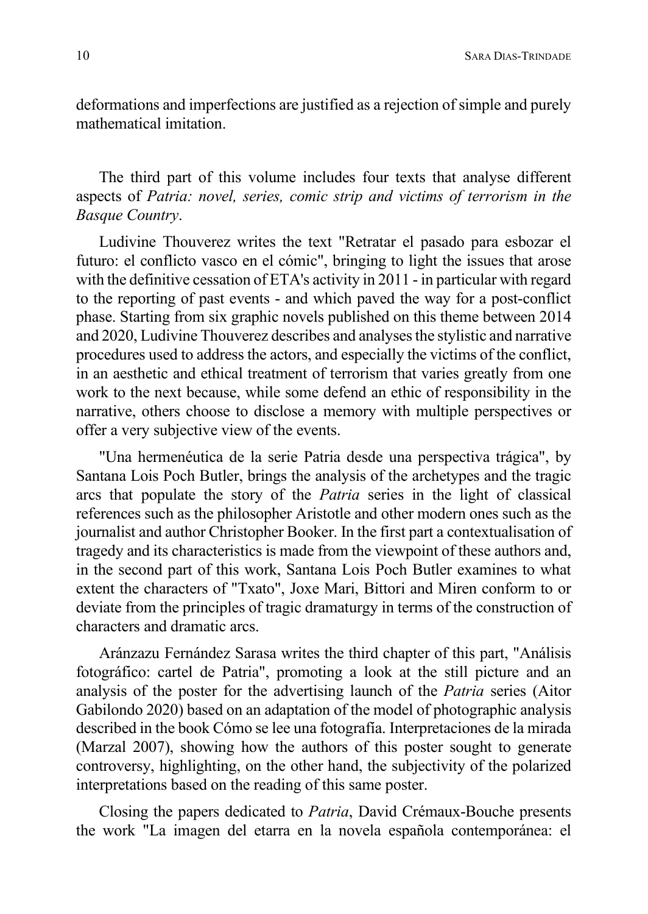deformations and imperfections are justified as a rejection of simple and purely mathematical imitation.

The third part of this volume includes four texts that analyse different aspects of *Patria: novel, series, comic strip and victims of terrorism in the Basque Country*.

Ludivine Thouverez writes the text "Retratar el pasado para esbozar el futuro: el conflicto vasco en el cómic", bringing to light the issues that arose with the definitive cessation of ETA's activity in 2011 - in particular with regard to the reporting of past events - and which paved the way for a post-conflict phase. Starting from six graphic novels published on this theme between 2014 and 2020, Ludivine Thouverez describes and analyses the stylistic and narrative procedures used to address the actors, and especially the victims of the conflict, in an aesthetic and ethical treatment of terrorism that varies greatly from one work to the next because, while some defend an ethic of responsibility in the narrative, others choose to disclose a memory with multiple perspectives or offer a very subjective view of the events.

"Una hermenéutica de la serie Patria desde una perspectiva trágica", by Santana Lois Poch Butler, brings the analysis of the archetypes and the tragic arcs that populate the story of the *Patria* series in the light of classical references such as the philosopher Aristotle and other modern ones such as the journalist and author Christopher Booker. In the first part a contextualisation of tragedy and its characteristics is made from the viewpoint of these authors and, in the second part of this work, Santana Lois Poch Butler examines to what extent the characters of "Txato", Joxe Mari, Bittori and Miren conform to or deviate from the principles of tragic dramaturgy in terms of the construction of characters and dramatic arcs.

Aránzazu Fernández Sarasa writes the third chapter of this part, "Análisis fotográfico: cartel de Patria", promoting a look at the still picture and an analysis of the poster for the advertising launch of the *Patria* series (Aitor Gabilondo 2020) based on an adaptation of the model of photographic analysis described in the book Cómo se lee una fotografía. Interpretaciones de la mirada (Marzal 2007), showing how the authors of this poster sought to generate controversy, highlighting, on the other hand, the subjectivity of the polarized interpretations based on the reading of this same poster.

Closing the papers dedicated to *Patria*, David Crémaux-Bouche presents the work "La imagen del etarra en la novela española contemporánea: el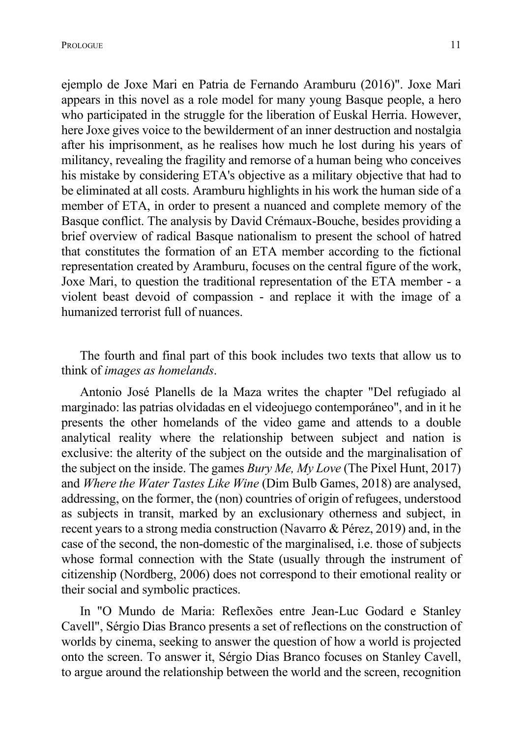ejemplo de Joxe Mari en Patria de Fernando Aramburu (2016)". Joxe Mari appears in this novel as a role model for many young Basque people, a hero who participated in the struggle for the liberation of Euskal Herria. However, here Joxe gives voice to the bewilderment of an inner destruction and nostalgia after his imprisonment, as he realises how much he lost during his years of militancy, revealing the fragility and remorse of a human being who conceives his mistake by considering ETA's objective as a military objective that had to be eliminated at all costs. Aramburu highlights in his work the human side of a member of ETA, in order to present a nuanced and complete memory of the Basque conflict. The analysis by David Crémaux-Bouche, besides providing a brief overview of radical Basque nationalism to present the school of hatred that constitutes the formation of an ETA member according to the fictional representation created by Aramburu, focuses on the central figure of the work, Joxe Mari, to question the traditional representation of the ETA member - a violent beast devoid of compassion - and replace it with the image of a humanized terrorist full of nuances.

The fourth and final part of this book includes two texts that allow us to think of *images as homelands*.

Antonio José Planells de la Maza writes the chapter "Del refugiado al marginado: las patrias olvidadas en el videojuego contemporáneo", and in it he presents the other homelands of the video game and attends to a double analytical reality where the relationship between subject and nation is exclusive: the alterity of the subject on the outside and the marginalisation of the subject on the inside. The games *Bury Me, My Love* (The Pixel Hunt, 2017) and *Where the Water Tastes Like Wine* (Dim Bulb Games, 2018) are analysed, addressing, on the former, the (non) countries of origin of refugees, understood as subjects in transit, marked by an exclusionary otherness and subject, in recent years to a strong media construction (Navarro & Pérez, 2019) and, in the case of the second, the non-domestic of the marginalised, i.e. those of subjects whose formal connection with the State (usually through the instrument of citizenship (Nordberg, 2006) does not correspond to their emotional reality or their social and symbolic practices.

In "O Mundo de Maria: Reflexões entre Jean-Luc Godard e Stanley Cavell", Sérgio Dias Branco presents a set of reflections on the construction of worlds by cinema, seeking to answer the question of how a world is projected onto the screen. To answer it, Sérgio Dias Branco focuses on Stanley Cavell, to argue around the relationship between the world and the screen, recognition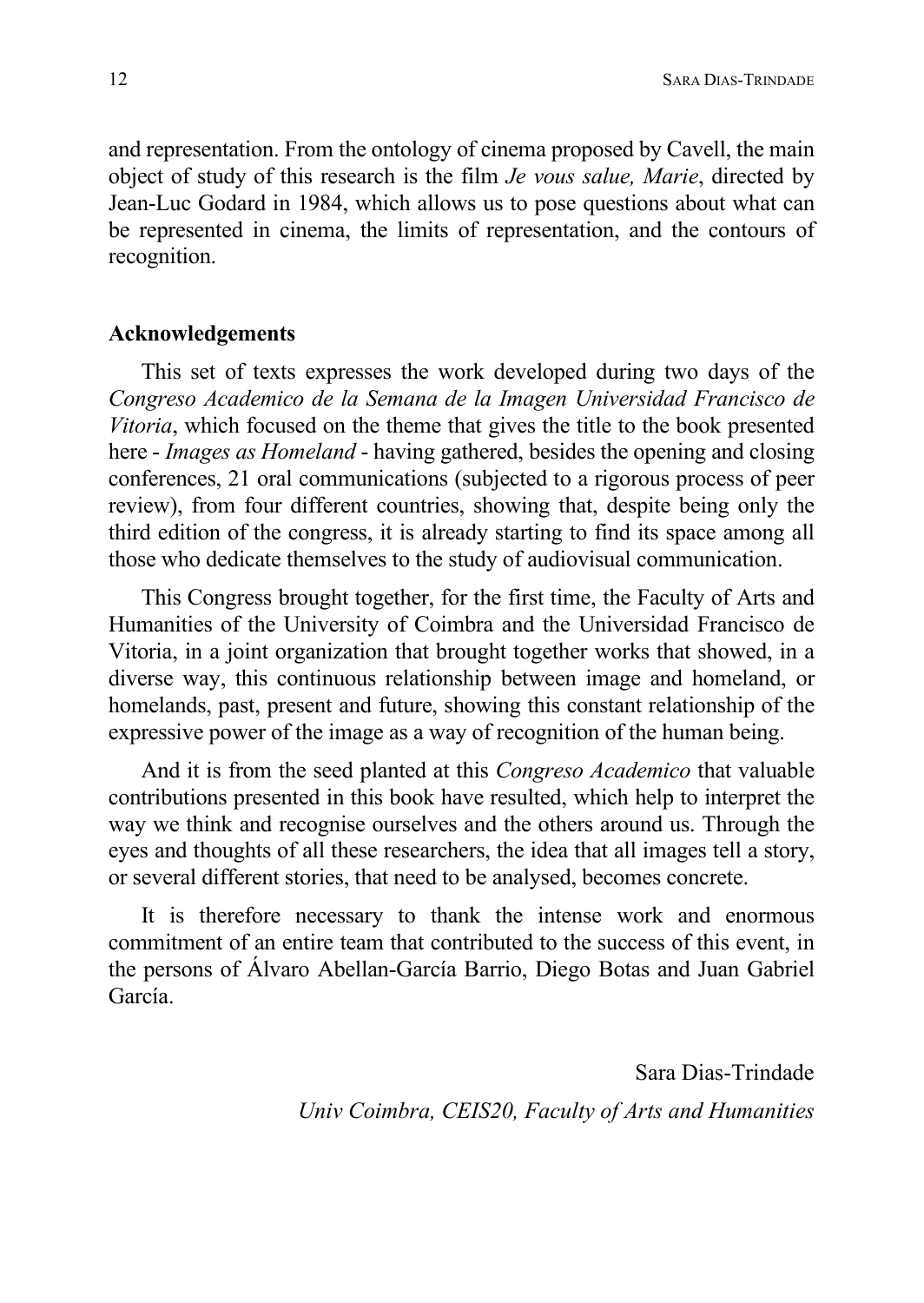and representation. From the ontology of cinema proposed by Cavell, the main object of study of this research is the film *Je vous salue, Marie*, directed by Jean-Luc Godard in 1984, which allows us to pose questions about what can be represented in cinema, the limits of representation, and the contours of recognition.

## Acknowledgements

This set of texts expresses the work developed during two days of the *Congreso Academico de la Semana de la Imagen Universidad Francisco de Vitoria*, which focused on the theme that gives the title to the book presented here - *Images as Homeland* - having gathered, besides the opening and closing conferences, 21 oral communications (subjected to a rigorous process of peer review), from four different countries, showing that, despite being only the third edition of the congress, it is already starting to find its space among all those who dedicate themselves to the study of audiovisual communication.

This Congress brought together, for the first time, the Faculty of Arts and Humanities of the University of Coimbra and the Universidad Francisco de Vitoria, in a joint organization that brought together works that showed, in a diverse way, this continuous relationship between image and homeland, or homelands, past, present and future, showing this constant relationship of the expressive power of the image as a way of recognition of the human being.

And it is from the seed planted at this *Congreso Academico* that valuable contributions presented in this book have resulted, which help to interpret the way we think and recognise ourselves and the others around us. Through the eyes and thoughts of all these researchers, the idea that all images tell a story, or several different stories, that need to be analysed, becomes concrete.

It is therefore necessary to thank the intense work and enormous commitment of an entire team that contributed to the success of this event, in the persons of Álvaro Abellan-García Barrio, Diego Botas and Juan Gabriel García.

Sara Dias-Trindade

*Univ Coimbra, CEIS20, Faculty of Arts and Humanities*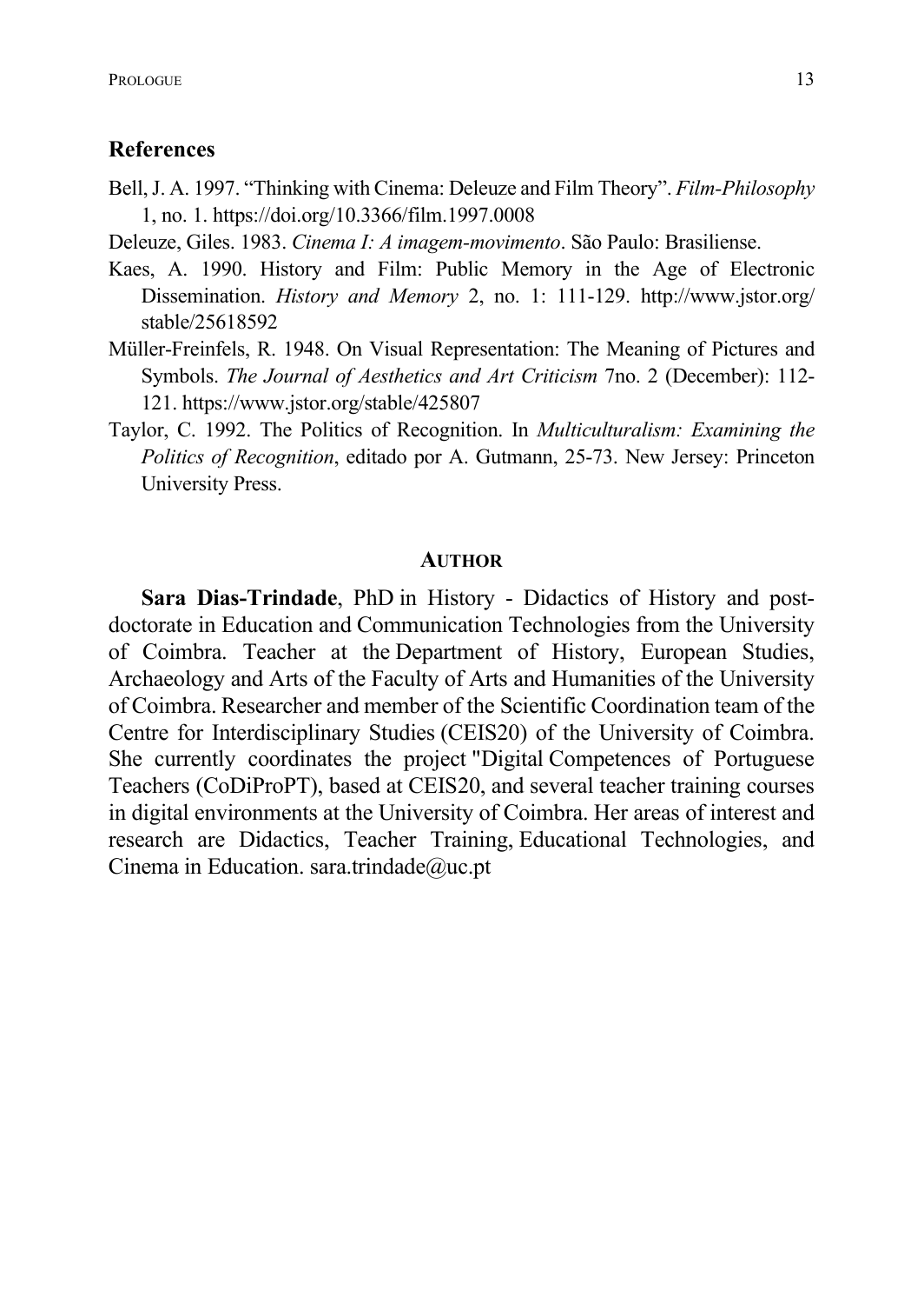## References

Bell, J. A. 1997. “Thinking with Cinema: Deleuze and Film Theory”. *Film-Philosophy* 1, no. 1. https://doi.org/10.3366/film.1997.0008

Deleuze, Giles. 1983. *Cinema I: A imagem-movimento*. São Paulo: Brasiliense.

Kaes, A. 1990. History and Film: Public Memory in the Age of Electronic Dissemination. *History and Memory* 2, no. 1: 111-129. http://www.jstor.org/stable/25618592

Müller-Freinfels, R. 1948. On Visual Representation: The Meaning of Pictures and Symbols. *The Journal of Aesthetics and Art Criticism* 7no. 2 (December): 112-121. https://www.jstor.org/stable/425807

Taylor, C. 1992. The Politics of Recognition. In *Multiculturalism: Examining the Politics of Recognition*, editado por A. Gutmann, 25-73. New Jersey: Princeton University Press.

### Author

**Sara Dias-Trindade**, PhD in History - Didactics of History and post-doctorate in Education and Communication Technologies from the University of Coimbra. Teacher at the Department of History, European Studies, Archaeology and Arts of the Faculty of Arts and Humanities of the University of Coimbra. Researcher and member of the Scientific Coordination team of the Centre for Interdisciplinary Studies (CEIS20) of the University of Coimbra. She currently coordinates the project "Digital Competences of Portuguese Teachers (CoDiProPT), based at CEIS20, and several teacher training courses in digital environments at the University of Coimbra. Her areas of interest and research are Didactics, Teacher Training, Educational Technologies, and Cinema in Education. sara.trindade@uc.pt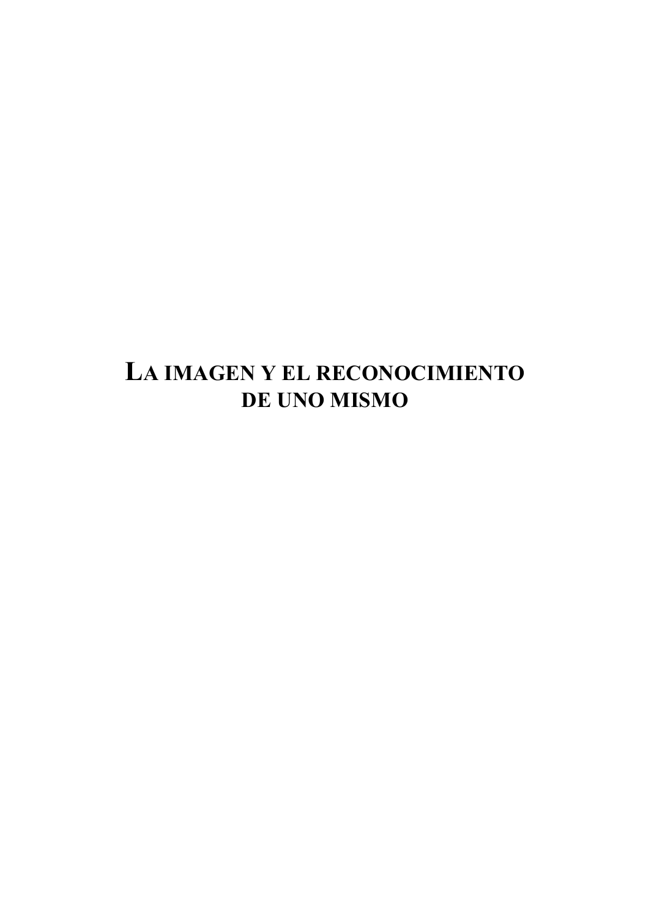# La imagen y el reconocimiento de uno mismo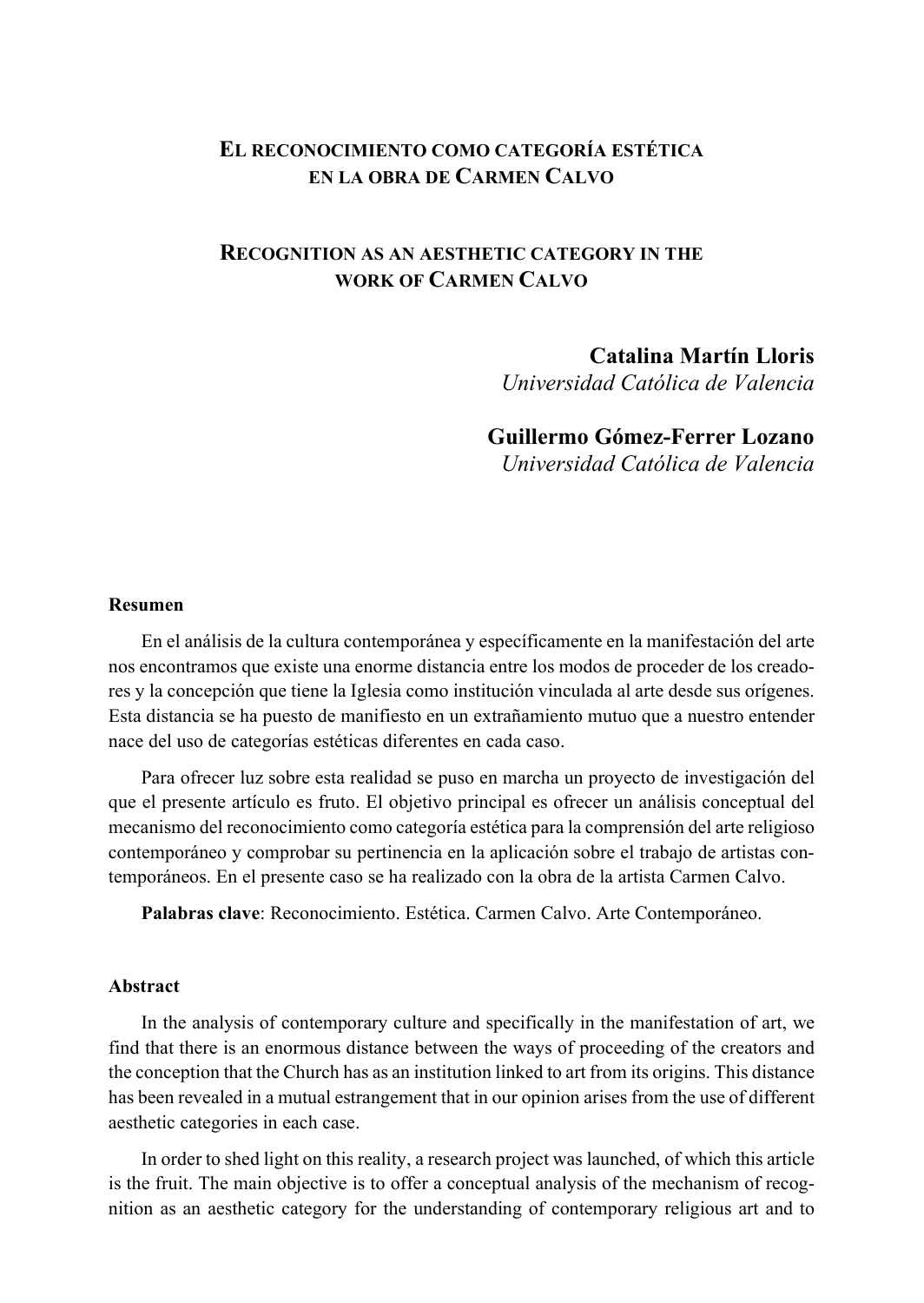### El reconocimiento como categoría estética en la obra de Carmen Calvo

### Recognition as an aesthetic category in the work of Carmen Calvo

**Catalina Martín Lloris**
*Universidad Católica de Valencia*

**Guillermo Gómez-Ferrer Lozano**
*Universidad Católica de Valencia*

#### Resumen

En el análisis de la cultura contemporánea y específicamente en la manifestación del arte nos encontramos que existe una enorme distancia entre los modos de proceder de los creadores y la concepción que tiene la Iglesia como institución vinculada al arte desde sus orígenes. Esta distancia se ha puesto de manifiesto en un extrañamiento mutuo que a nuestro entender nace del uso de categorías estéticas diferentes en cada caso.

Para ofrecer luz sobre esta realidad se puso en marcha un proyecto de investigación del que el presente artículo es fruto. El objetivo principal es ofrecer un análisis conceptual del mecanismo del reconocimiento como categoría estética para la comprensión del arte religioso contemporáneo y comprobar su pertinencia en la aplicación sobre el trabajo de artistas contemporáneos. En el presente caso se ha realizado con la obra de la artista Carmen Calvo.

**Palabras clave**: Reconocimiento. Estética. Carmen Calvo. Arte Contemporáneo.

#### Abstract

In the analysis of contemporary culture and specifically in the manifestation of art, we find that there is an enormous distance between the ways of proceeding of the creators and the conception that the Church has as an institution linked to art from its origins. This distance has been revealed in a mutual estrangement that in our opinion arises from the use of different aesthetic categories in each case.

In order to shed light on this reality, a research project was launched, of which this article is the fruit. The main objective is to offer a conceptual analysis of the mechanism of recognition as an aesthetic category for the understanding of contemporary religious art and to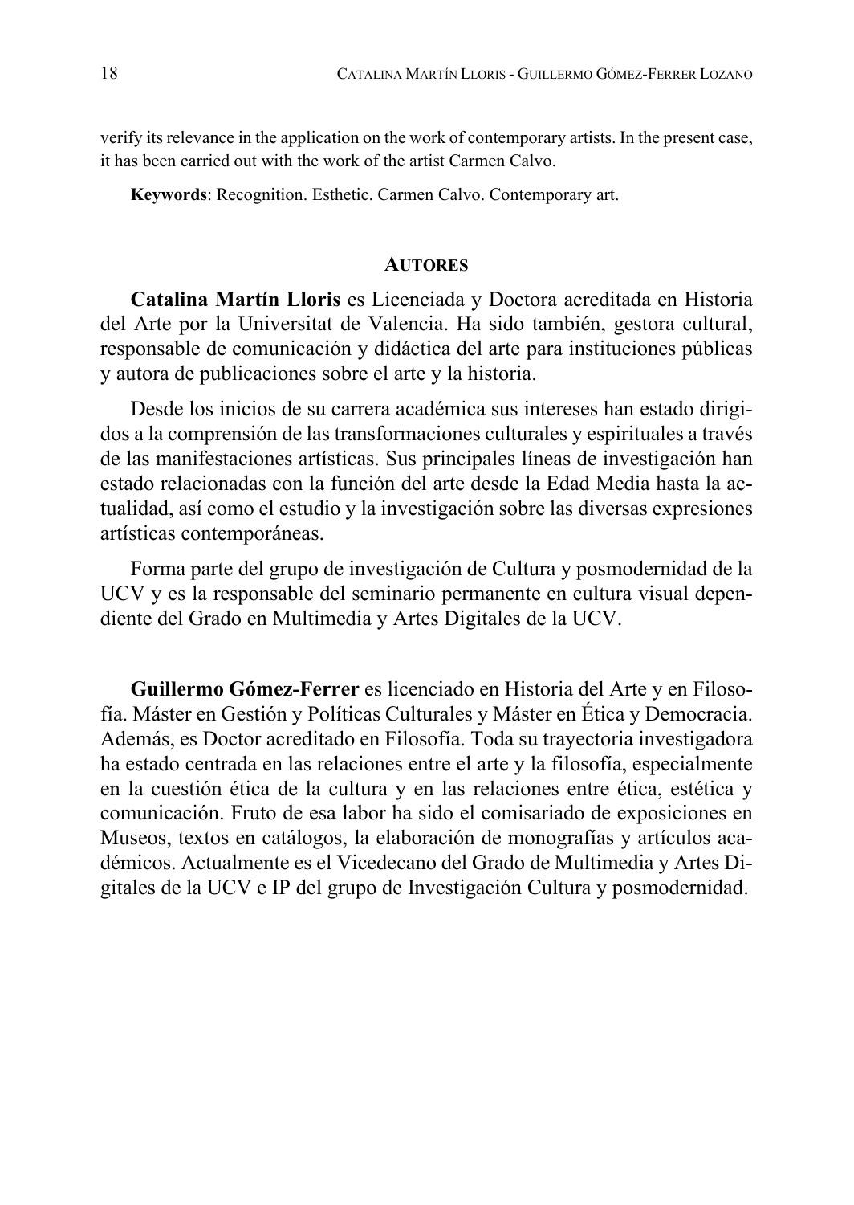verify its relevance in the application on the work of contemporary artists. In the present case, it has been carried out with the work of the artist Carmen Calvo.

**Keywords**: Recognition. Esthetic. Carmen Calvo. Contemporary art.

## AUTORES

**Catalina Martín Lloris** es Licenciada y Doctora acreditada en Historia del Arte por la Universitat de Valencia. Ha sido también, gestora cultural, responsable de comunicación y didáctica del arte para instituciones públicas y autora de publicaciones sobre el arte y la historia.

Desde los inicios de su carrera académica sus intereses han estado dirigidos a la comprensión de las transformaciones culturales y espirituales a través de las manifestaciones artísticas. Sus principales líneas de investigación han estado relacionadas con la función del arte desde la Edad Media hasta la actualidad, así como el estudio y la investigación sobre las diversas expresiones artísticas contemporáneas.

Forma parte del grupo de investigación de Cultura y posmodernidad de la UCV y es la responsable del seminario permanente en cultura visual dependiente del Grado en Multimedia y Artes Digitales de la UCV.

**Guillermo Gómez-Ferrer** es licenciado en Historia del Arte y en Filosofía. Máster en Gestión y Políticas Culturales y Máster en Ética y Democracia. Además, es Doctor acreditado en Filosofía. Toda su trayectoria investigadora ha estado centrada en las relaciones entre el arte y la filosofía, especialmente en la cuestión ética de la cultura y en las relaciones entre ética, estética y comunicación. Fruto de esa labor ha sido el comisariado de exposiciones en Museos, textos en catálogos, la elaboración de monografías y artículos académicos. Actualmente es el Vicedecano del Grado de Multimedia y Artes Digitales de la UCV e IP del grupo de Investigación Cultura y posmodernidad.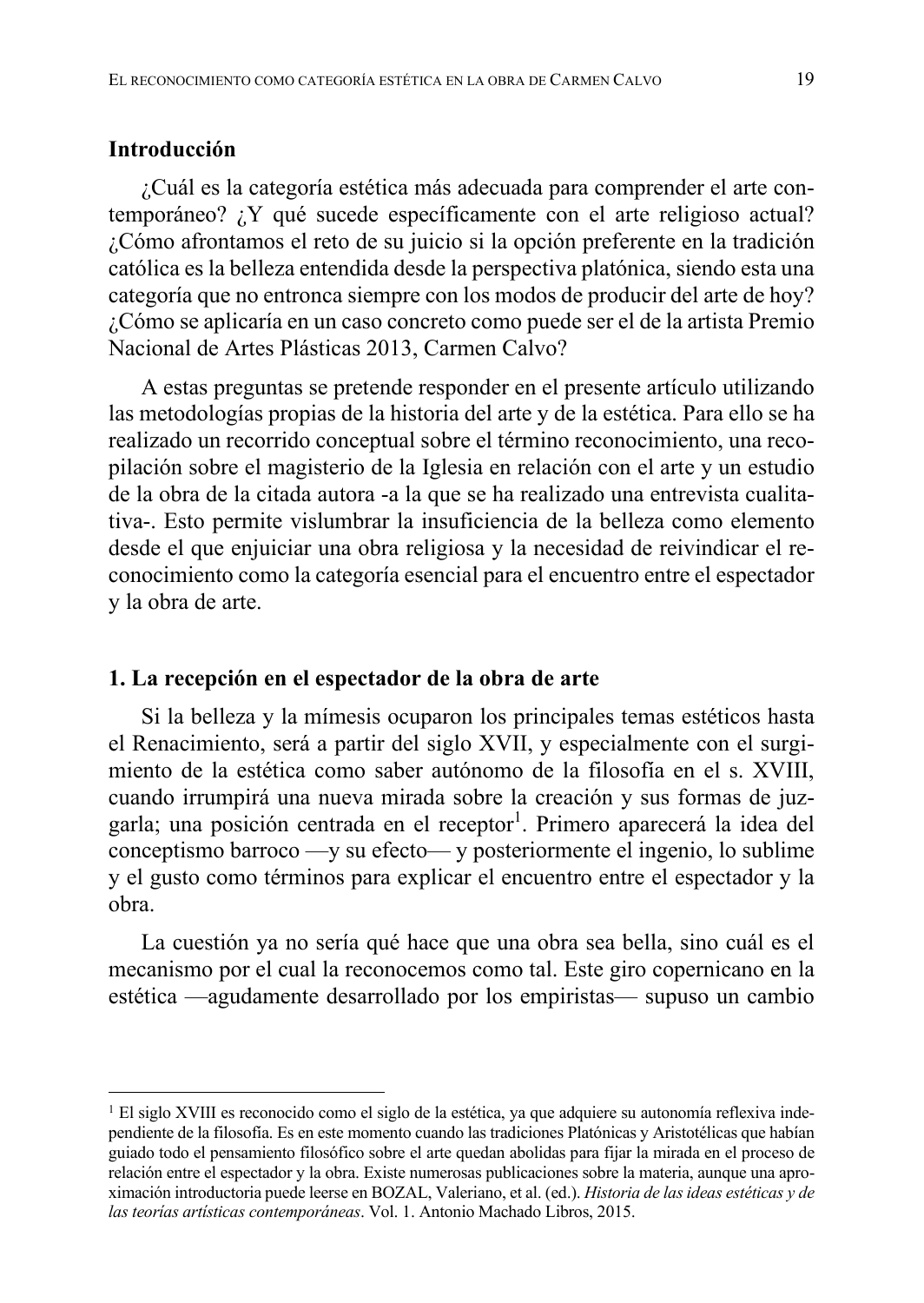## Introducción

¿Cuál es la categoría estética más adecuada para comprender el arte contemporáneo? ¿Y qué sucede específicamente con el arte religioso actual? ¿Cómo afrontamos el reto de su juicio si la opción preferente en la tradición católica es la belleza entendida desde la perspectiva platónica, siendo esta una categoría que no entronca siempre con los modos de producir del arte de hoy? ¿Cómo se aplicaría en un caso concreto como puede ser el de la artista Premio Nacional de Artes Plásticas 2013, Carmen Calvo?

A estas preguntas se pretende responder en el presente artículo utilizando las metodologías propias de la historia del arte y de la estética. Para ello se ha realizado un recorrido conceptual sobre el término reconocimiento, una recopilación sobre el magisterio de la Iglesia en relación con el arte y un estudio de la obra de la citada autora -a la que se ha realizado una entrevista cualitativa-. Esto permite vislumbrar la insuficiencia de la belleza como elemento desde el que enjuiciar una obra religiosa y la necesidad de reivindicar el reconocimiento como la categoría esencial para el encuentro entre el espectador y la obra de arte.

## 1. La recepción en el espectador de la obra de arte

Si la belleza y la mímesis ocuparon los principales temas estéticos hasta el Renacimiento, será a partir del siglo XVII, y especialmente con el surgimiento de la estética como saber autónomo de la filosofía en el s. XVIII, cuando irrumpirá una nueva mirada sobre la creación y sus formas de juzgarla; una posición centrada en el receptor[1]. Primero aparecerá la idea del conceptismo barroco —y su efecto— y posteriormente el ingenio, lo sublime y el gusto como términos para explicar el encuentro entre el espectador y la obra.

La cuestión ya no sería qué hace que una obra sea bella, sino cuál es el mecanismo por el cual la reconocemos como tal. Este giro copernicano en la estética —agudamente desarrollado por los empiristas— supuso un cambio

---

[1] El siglo XVIII es reconocido como el siglo de la estética, ya que adquiere su autonomía reflexiva independiente de la filosofía. Es en este momento cuando las tradiciones Platónicas y Aristotélicas que habían guiado todo el pensamiento filosófico sobre el arte quedan abolidas para fijar la mirada en el proceso de relación entre el espectador y la obra. Existe numerosas publicaciones sobre la materia, aunque una aproximación introductoria puede leerse en BOZAL, Valeriano, et al. (ed.). *Historia de las ideas estéticas y de las teorías artísticas contemporáneas*. Vol. 1. Antonio Machado Libros, 2015.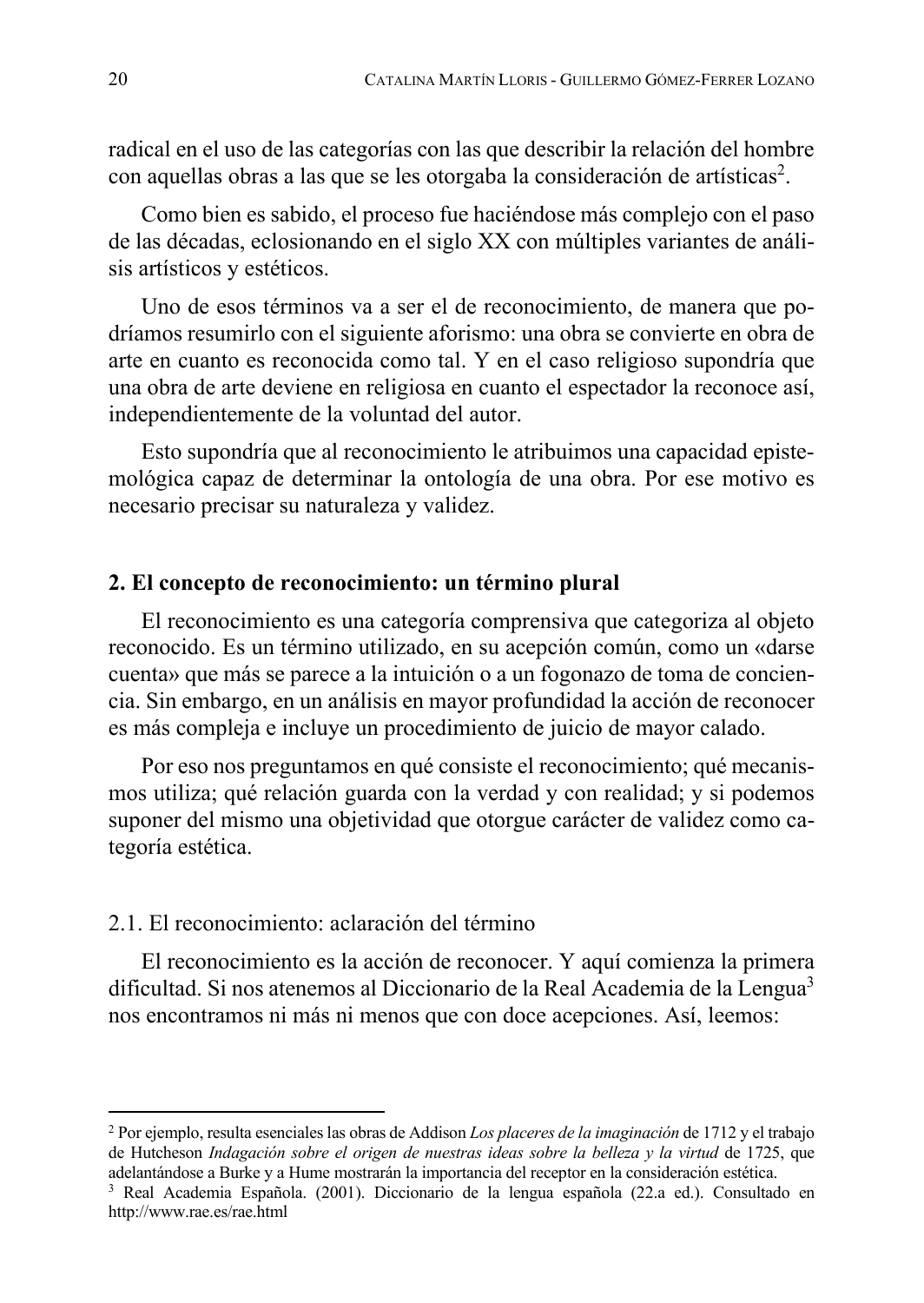radical en el uso de las categorías con las que describir la relación del hombre con aquellas obras a las que se les otorgaba la consideración de artísticas[2].

Como bien es sabido, el proceso fue haciéndose más complejo con el paso de las décadas, eclosionando en el siglo XX con múltiples variantes de análisis artísticos y estéticos.

Uno de esos términos va a ser el de reconocimiento, de manera que podríamos resumirlo con el siguiente aforismo: una obra se convierte en obra de arte en cuanto es reconocida como tal. Y en el caso religioso supondría que una obra de arte deviene en religiosa en cuanto el espectador la reconoce así, independientemente de la voluntad del autor.

Esto supondría que al reconocimiento le atribuimos una capacidad epistemológica capaz de determinar la ontología de una obra. Por ese motivo es necesario precisar su naturaleza y validez.

## 2. El concepto de reconocimiento: un término plural

El reconocimiento es una categoría comprensiva que categoriza al objeto reconocido. Es un término utilizado, en su acepción común, como un «darse cuenta» que más se parece a la intuición o a un fogonazo de toma de conciencia. Sin embargo, en un análisis en mayor profundidad la acción de reconocer es más compleja e incluye un procedimiento de juicio de mayor calado.

Por eso nos preguntamos en qué consiste el reconocimiento; qué mecanismos utiliza; qué relación guarda con la verdad y con realidad; y si podemos suponer del mismo una objetividad que otorgue carácter de validez como categoría estética.

### 2.1. El reconocimiento: aclaración del término

El reconocimiento es la acción de reconocer. Y aquí comienza la primera dificultad. Si nos atenemos al Diccionario de la Real Academia de la Lengua[3] nos encontramos ni más ni menos que con doce acepciones. Así, leemos:

---

[2] Por ejemplo, resulta esenciales las obras de Addison *Los placeres de la imaginación* de 1712 y el trabajo de Hutcheson *Indagación sobre el origen de nuestras ideas sobre la belleza y la virtud* de 1725, que adelantándose a Burke y a Hume mostrarán la importancia del receptor en la consideración estética.

[3] Real Academia Española. (2001). Diccionario de la lengua española (22.a ed.). Consultado en http://www.rae.es/rae.html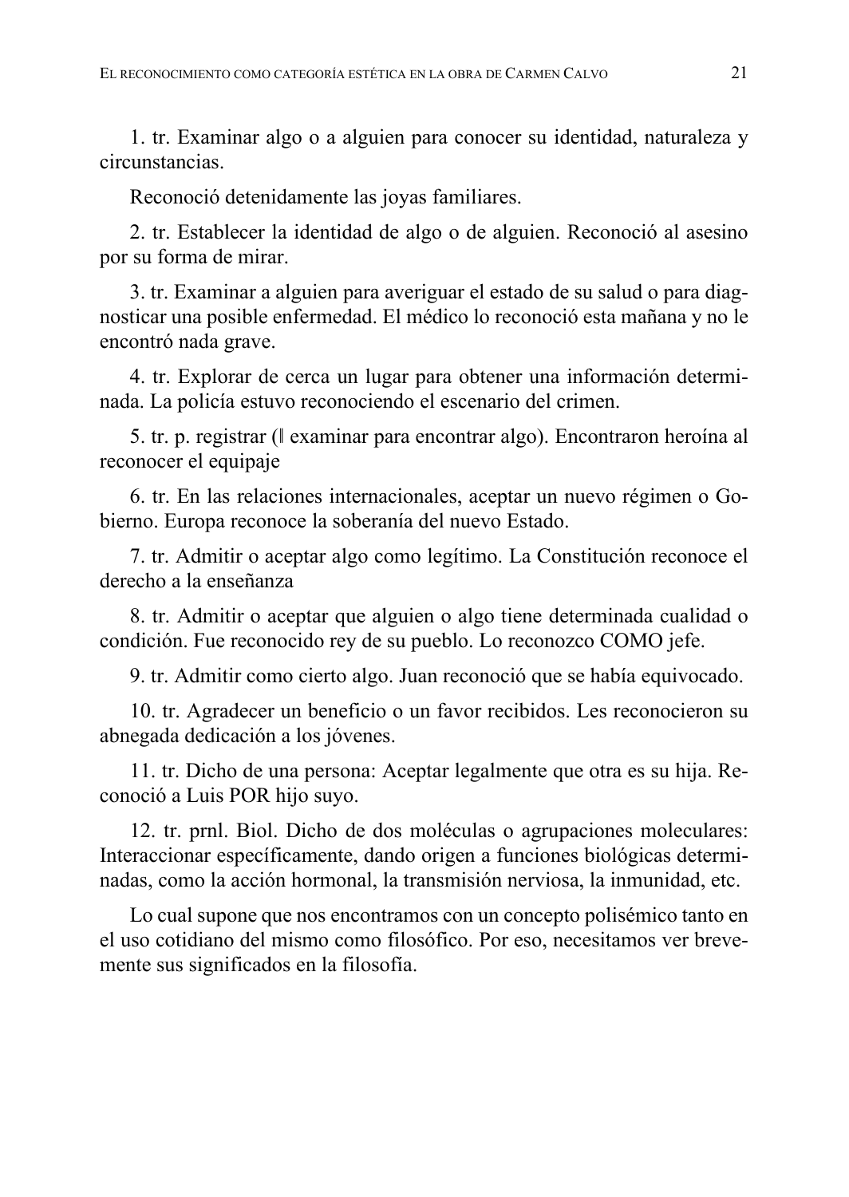1. tr. Examinar algo o a alguien para conocer su identidad, naturaleza y circunstancias.

Reconoció detenidamente las joyas familiares.

2. tr. Establecer la identidad de algo o de alguien. Reconoció al asesino por su forma de mirar.

3. tr. Examinar a alguien para averiguar el estado de su salud o para diagnosticar una posible enfermedad. El médico lo reconoció esta mañana y no le encontró nada grave.

4. tr. Explorar de cerca un lugar para obtener una información determinada. La policía estuvo reconociendo el escenario del crimen.

5. tr. p. registrar (‖ examinar para encontrar algo). Encontraron heroína al reconocer el equipaje

6. tr. En las relaciones internacionales, aceptar un nuevo régimen o Gobierno. Europa reconoce la soberanía del nuevo Estado.

7. tr. Admitir o aceptar algo como legítimo. La Constitución reconoce el derecho a la enseñanza

8. tr. Admitir o aceptar que alguien o algo tiene determinada cualidad o condición. Fue reconocido rey de su pueblo. Lo reconozco COMO jefe.

9. tr. Admitir como cierto algo. Juan reconoció que se había equivocado.

10. tr. Agradecer un beneficio o un favor recibidos. Les reconocieron su abnegada dedicación a los jóvenes.

11. tr. Dicho de una persona: Aceptar legalmente que otra es su hija. Reconoció a Luis POR hijo suyo.

12. tr. prnl. Biol. Dicho de dos moléculas o agrupaciones moleculares: Interaccionar específicamente, dando origen a funciones biológicas determinadas, como la acción hormonal, la transmisión nerviosa, la inmunidad, etc.

Lo cual supone que nos encontramos con un concepto polisémico tanto en el uso cotidiano del mismo como filosófico. Por eso, necesitamos ver brevemente sus significados en la filosofía.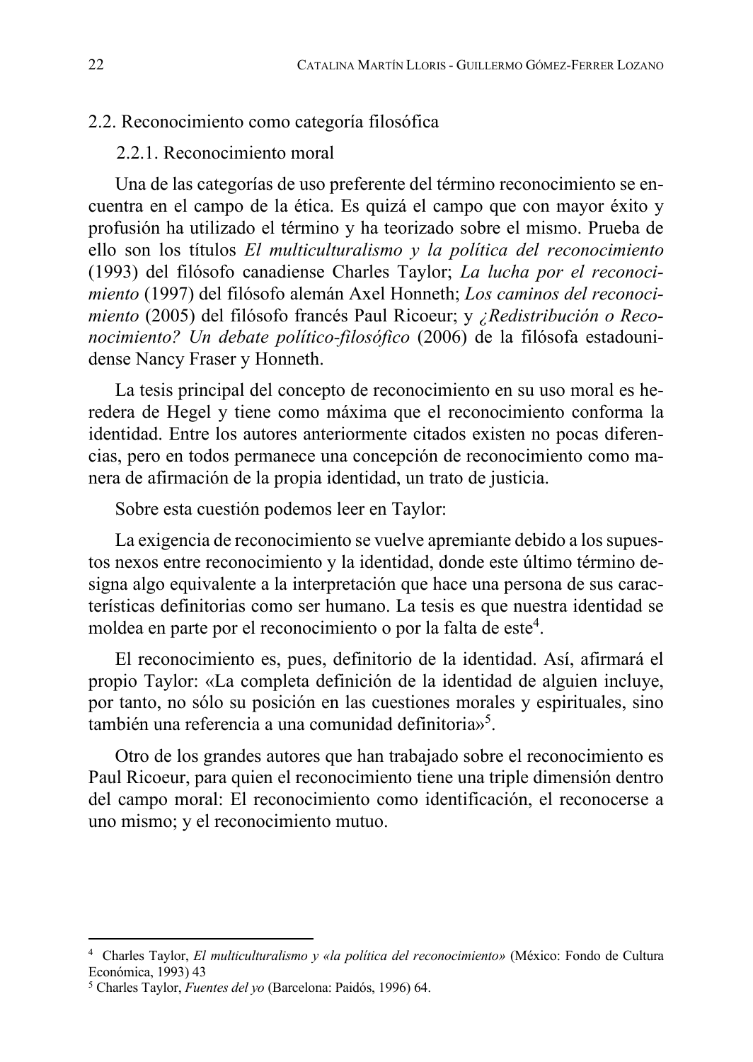## 2.2. Reconocimiento como categoría filosófica

### 2.2.1. Reconocimiento moral

Una de las categorías de uso preferente del término reconocimiento se encuentra en el campo de la ética. Es quizá el campo que con mayor éxito y profusión ha utilizado el término y ha teorizado sobre el mismo. Prueba de ello son los títulos *El multiculturalismo y la política del reconocimiento* (1993) del filósofo canadiense Charles Taylor; *La lucha por el reconocimiento* (1997) del filósofo alemán Axel Honneth; *Los caminos del reconocimiento* (2005) del filósofo francés Paul Ricoeur; y *¿Redistribución o Reconocimiento? Un debate político-filosófico* (2006) de la filósofa estadounidense Nancy Fraser y Honneth.

La tesis principal del concepto de reconocimiento en su uso moral es heredera de Hegel y tiene como máxima que el reconocimiento conforma la identidad. Entre los autores anteriormente citados existen no pocas diferencias, pero en todos permanece una concepción de reconocimiento como manera de afirmación de la propia identidad, un trato de justicia.

Sobre esta cuestión podemos leer en Taylor:

La exigencia de reconocimiento se vuelve apremiante debido a los supuestos nexos entre reconocimiento y la identidad, donde este último término designa algo equivalente a la interpretación que hace una persona de sus características definitorias como ser humano. La tesis es que nuestra identidad se moldea en parte por el reconocimiento o por la falta de este[4].

El reconocimiento es, pues, definitorio de la identidad. Así, afirmará el propio Taylor: «La completa definición de la identidad de alguien incluye, por tanto, no sólo su posición en las cuestiones morales y espirituales, sino también una referencia a una comunidad definitoria»[5].

Otro de los grandes autores que han trabajado sobre el reconocimiento es Paul Ricoeur, para quien el reconocimiento tiene una triple dimensión dentro del campo moral: El reconocimiento como identificación, el reconocerse a uno mismo; y el reconocimiento mutuo.

---

[4] Charles Taylor, *El multiculturalismo y «la política del reconocimiento»* (México: Fondo de Cultura Económica, 1993) 43

[5] Charles Taylor, *Fuentes del yo* (Barcelona: Paidós, 1996) 64.